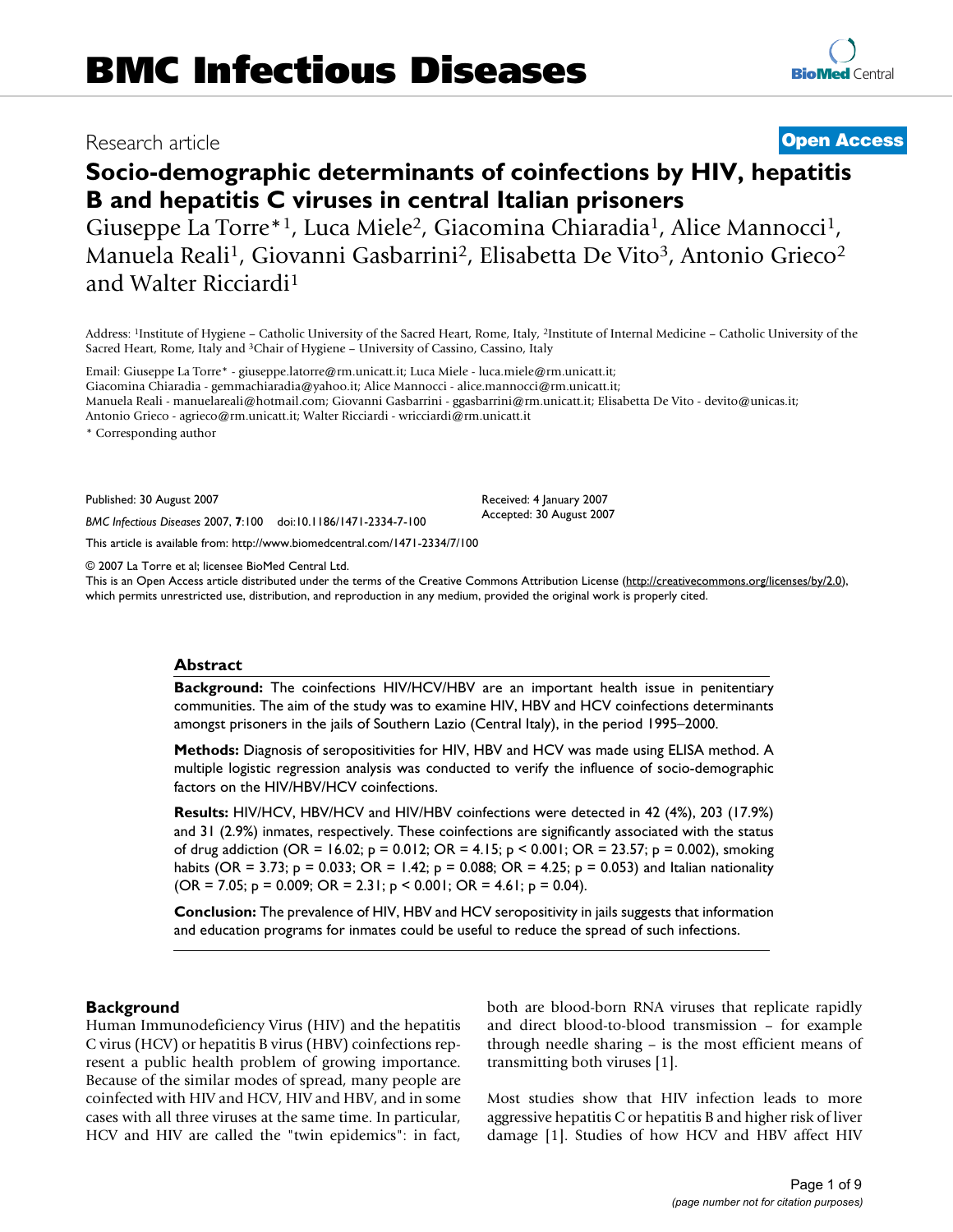Research article

**Open Access**

# Socio-demographic determinants of coinfections by HIV, hepatitis B and hepatitis C viruses in central Italian prisoners

Giuseppe La Torre*[1], Luca Miele[2], Giacomina Chiaradia[1], Alice Mannocci[1], Manuela Reali[1], Giovanni Gasbarrini[2], Elisabetta De Vito[3], Antonio Grieco[2] and Walter Ricciardi[1]

Address: [1]Institute of Hygiene – Catholic University of the Sacred Heart, Rome, Italy, [2]Institute of Internal Medicine – Catholic University of the Sacred Heart, Rome, Italy and [3]Chair of Hygiene – University of Cassino, Cassino, Italy

Email: Giuseppe La Torre* - giuseppe.latorre@rm.unicatt.it; Luca Miele - luca.miele@rm.unicatt.it; Giacomina Chiaradia - gemmachiaradia@yahoo.it; Alice Mannocci - alice.mannocci@rm.unicatt.it; Manuela Reali - manuelareali@hotmail.com; Giovanni Gasbarrini - ggasbarrini@rm.unicatt.it; Elisabetta De Vito - devito@unicas.it; Antonio Grieco - agrieco@rm.unicatt.it; Walter Ricciardi - wricciardi@rm.unicatt.it

* Corresponding author

Published: 30 August 2007

*BMC Infectious Diseases* 2007, **7**:100 doi:10.1186/1471-2334-7-100

Received: 4 January 2007
Accepted: 30 August 2007

This article is available from: http://www.biomedcentral.com/1471-2334/7/100

© 2007 La Torre et al; licensee BioMed Central Ltd.

This is an Open Access article distributed under the terms of the Creative Commons Attribution License (http://creativecommons.org/licenses/by/2.0), which permits unrestricted use, distribution, and reproduction in any medium, provided the original work is properly cited.

## Abstract

**Background:** The coinfections HIV/HCV/HBV are an important health issue in penitentiary communities. The aim of the study was to examine HIV, HBV and HCV coinfections determinants amongst prisoners in the jails of Southern Lazio (Central Italy), in the period 1995–2000.

**Methods:** Diagnosis of seropositivities for HIV, HBV and HCV was made using ELISA method. A multiple logistic regression analysis was conducted to verify the influence of socio-demographic factors on the HIV/HBV/HCV coinfections.

**Results:** HIV/HCV, HBV/HCV and HIV/HBV coinfections were detected in 42 (4%), 203 (17.9%) and 31 (2.9%) inmates, respectively. These coinfections are significantly associated with the status of drug addiction (OR = 16.02; $p = 0.012$; OR = 4.15; $p < 0.001$; OR = 23.57; $p = 0.002$), smoking habits (OR = 3.73; $p = 0.033$; OR = 1.42; $p = 0.088$; OR = 4.25; $p = 0.053$) and Italian nationality (OR = 7.05; $p = 0.009$; OR = 2.31; $p < 0.001$; OR = 4.61; $p = 0.04$).

**Conclusion:** The prevalence of HIV, HBV and HCV seropositivity in jails suggests that information and education programs for inmates could be useful to reduce the spread of such infections.

## Background

Human Immunodeficiency Virus (HIV) and the hepatitis C virus (HCV) or hepatitis B virus (HBV) coinfections represent a public health problem of growing importance. Because of the similar modes of spread, many people are coinfected with HIV and HCV, HIV and HBV, and in some cases with all three viruses at the same time. In particular, HCV and HIV are called the "twin epidemics": in fact, both are blood-born RNA viruses that replicate rapidly and direct blood-to-blood transmission – for example through needle sharing – is the most efficient means of transmitting both viruses [1].

Most studies show that HIV infection leads to more aggressive hepatitis C or hepatitis B and higher risk of liver damage [1]. Studies of how HCV and HBV affect HIV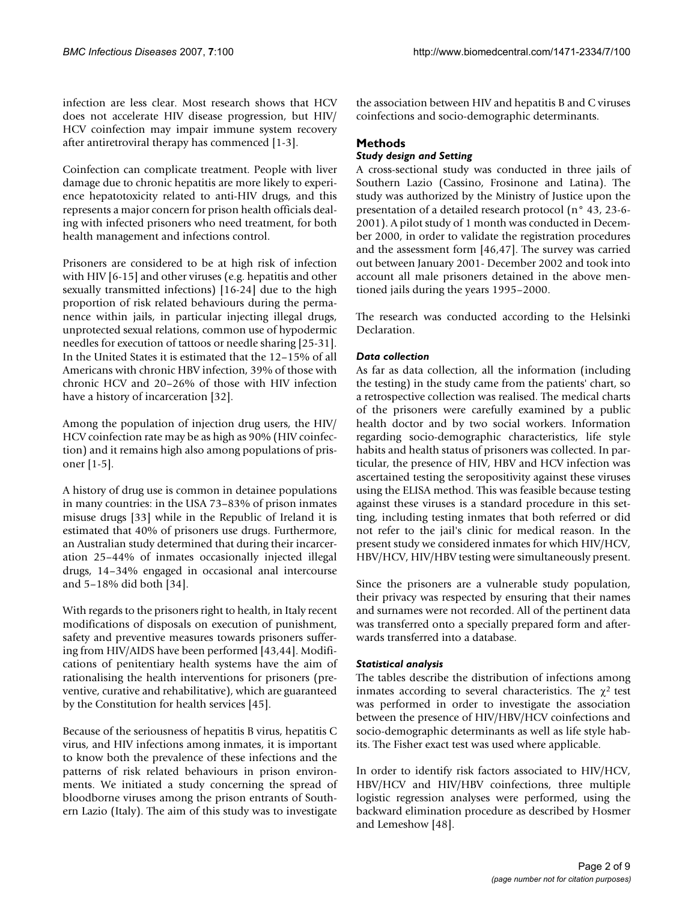infection are less clear. Most research shows that HCV does not accelerate HIV disease progression, but HIV/HCV coinfection may impair immune system recovery after antiretroviral therapy has commenced [1-3].

Coinfection can complicate treatment. People with liver damage due to chronic hepatitis are more likely to experience hepatotoxicity related to anti-HIV drugs, and this represents a major concern for prison health officials dealing with infected prisoners who need treatment, for both health management and infections control.

Prisoners are considered to be at high risk of infection with HIV [6-15] and other viruses (e.g. hepatitis and other sexually transmitted infections) [16-24] due to the high proportion of risk related behaviours during the permanence within jails, in particular injecting illegal drugs, unprotected sexual relations, common use of hypodermic needles for execution of tattoos or needle sharing [25-31]. In the United States it is estimated that the 12–15% of all Americans with chronic HBV infection, 39% of those with chronic HCV and 20–26% of those with HIV infection have a history of incarceration [32].

Among the population of injection drug users, the HIV/HCV coinfection rate may be as high as 90% (HIV coinfection) and it remains high also among populations of prisoner [1-5].

A history of drug use is common in detainee populations in many countries: in the USA 73–83% of prison inmates misuse drugs [33] while in the Republic of Ireland it is estimated that 40% of prisoners use drugs. Furthermore, an Australian study determined that during their incarceration 25–44% of inmates occasionally injected illegal drugs, 14–34% engaged in occasional anal intercourse and 5–18% did both [34].

With regards to the prisoners right to health, in Italy recent modifications of disposals on execution of punishment, safety and preventive measures towards prisoners suffering from HIV/AIDS have been performed [43,44]. Modifications of penitentiary health systems have the aim of rationalising the health interventions for prisoners (preventive, curative and rehabilitative), which are guaranteed by the Constitution for health services [45].

Because of the seriousness of hepatitis B virus, hepatitis C virus, and HIV infections among inmates, it is important to know both the prevalence of these infections and the patterns of risk related behaviours in prison environments. We initiated a study concerning the spread of bloodborne viruses among the prison entrants of Southern Lazio (Italy). The aim of this study was to investigate the association between HIV and hepatitis B and C viruses coinfections and socio-demographic determinants.

## Methods

### *Study design and Setting*

A cross-sectional study was conducted in three jails of Southern Lazio (Cassino, Frosinone and Latina). The study was authorized by the Ministry of Justice upon the presentation of a detailed research protocol (n° 43, 23-6-2001). A pilot study of 1 month was conducted in December 2000, in order to validate the registration procedures and the assessment form [46,47]. The survey was carried out between January 2001- December 2002 and took into account all male prisoners detained in the above mentioned jails during the years 1995–2000.

The research was conducted according to the Helsinki Declaration.

### *Data collection*

As far as data collection, all the information (including the testing) in the study came from the patients' chart, so a retrospective collection was realised. The medical charts of the prisoners were carefully examined by a public health doctor and by two social workers. Information regarding socio-demographic characteristics, life style habits and health status of prisoners was collected. In particular, the presence of HIV, HBV and HCV infection was ascertained testing the seropositivity against these viruses using the ELISA method. This was feasible because testing against these viruses is a standard procedure in this setting, including testing inmates that both referred or did not refer to the jail's clinic for medical reason. In the present study we considered inmates for which HIV/HCV, HBV/HCV, HIV/HBV testing were simultaneously present.

Since the prisoners are a vulnerable study population, their privacy was respected by ensuring that their names and surnames were not recorded. All of the pertinent data was transferred onto a specially prepared form and afterwards transferred into a database.

### *Statistical analysis*

The tables describe the distribution of infections among inmates according to several characteristics. The $\chi^2$ test was performed in order to investigate the association between the presence of HIV/HBV/HCV coinfections and socio-demographic determinants as well as life style habits. The Fisher exact test was used where applicable.

In order to identify risk factors associated to HIV/HCV, HBV/HCV and HIV/HBV coinfections, three multiple logistic regression analyses were performed, using the backward elimination procedure as described by Hosmer and Lemeshow [48].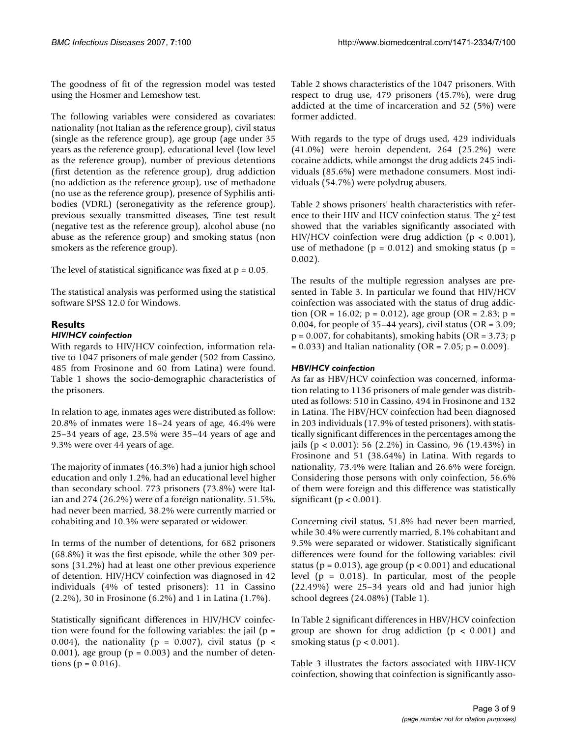The goodness of fit of the regression model was tested using the Hosmer and Lemeshow test.

The following variables were considered as covariates: nationality (not Italian as the reference group), civil status (single as the reference group), age group (age under 35 years as the reference group), educational level (low level as the reference group), number of previous detentions (first detention as the reference group), drug addiction (no addiction as the reference group), use of methadone (no use as the reference group), presence of Syphilis antibodies (VDRL) (seronegativity as the reference group), previous sexually transmitted diseases, Tine test result (negative test as the reference group), alcohol abuse (no abuse as the reference group) and smoking status (non smokers as the reference group).

The level of statistical significance was fixed at $p = 0.05$.

The statistical analysis was performed using the statistical software SPSS 12.0 for Windows.

## Results

### *HIV/HCV coinfection*

With regards to HIV/HCV coinfection, information relative to 1047 prisoners of male gender (502 from Cassino, 485 from Frosinone and 60 from Latina) were found. Table 1 shows the socio-demographic characteristics of the prisoners.

In relation to age, inmates ages were distributed as follow: 20.8% of inmates were 18–24 years of age, 46.4% were 25–34 years of age, 23.5% were 35–44 years of age and 9.3% were over 44 years of age.

The majority of inmates (46.3%) had a junior high school education and only 1.2%, had an educational level higher than secondary school. 773 prisoners (73.8%) were Italian and 274 (26.2%) were of a foreign nationality. 51.5%, had never been married, 38.2% were currently married or cohabiting and 10.3% were separated or widower.

In terms of the number of detentions, for 682 prisoners (68.8%) it was the first episode, while the other 309 persons (31.2%) had at least one other previous experience of detention. HIV/HCV coinfection was diagnosed in 42 individuals (4% of tested prisoners): 11 in Cassino (2.2%), 30 in Frosinone (6.2%) and 1 in Latina (1.7%).

Statistically significant differences in HIV/HCV coinfection were found for the following variables: the jail ($p = 0.004$), the nationality ($p = 0.007$), civil status ($p < 0.001$), age group ($p = 0.003$) and the number of detentions ($p = 0.016$).

Table 2 shows characteristics of the 1047 prisoners. With respect to drug use, 479 prisoners (45.7%), were drug addicted at the time of incarceration and 52 (5%) were former addicted.

With regards to the type of drugs used, 429 individuals (41.0%) were heroin dependent, 264 (25.2%) were cocaine addicts, while amongst the drug addicts 245 individuals (85.6%) were methadone consumers. Most individuals (54.7%) were polydrug abusers.

Table 2 shows prisoners' health characteristics with reference to their HIV and HCV coinfection status. The $\chi^2$ test showed that the variables significantly associated with HIV/HCV coinfection were drug addiction ($p < 0.001$), use of methadone ($p = 0.012$) and smoking status ($p = 0.002$).

The results of the multiple regression analyses are presented in Table 3. In particular we found that HIV/HCV coinfection was associated with the status of drug addiction (OR = 16.02; $p = 0.012$), age group (OR = 2.83; $p = 0.004$, for people of 35–44 years), civil status (OR = 3.09; $p = 0.007$, for cohabitants), smoking habits (OR = 3.73; $p = 0.033$) and Italian nationality (OR = 7.05; $p = 0.009$).

### *HBV/HCV coinfection*

As far as HBV/HCV coinfection was concerned, information relating to 1136 prisoners of male gender was distributed as follows: 510 in Cassino, 494 in Frosinone and 132 in Latina. The HBV/HCV coinfection had been diagnosed in 203 individuals (17.9% of tested prisoners), with statistically significant differences in the percentages among the jails ($p < 0.001$): 56 (2.2%) in Cassino, 96 (19.43%) in Frosinone and 51 (38.64%) in Latina. With regards to nationality, 73.4% were Italian and 26.6% were foreign. Considering those persons with only coinfection, 56.6% of them were foreign and this difference was statistically significant ($p < 0.001$).

Concerning civil status, 51.8% had never been married, while 30.4% were currently married, 8.1% cohabitant and 9.5% were separated or widower. Statistically significant differences were found for the following variables: civil status ($p = 0.013$), age group ($p < 0.001$) and educational level ($p = 0.018$). In particular, most of the people (22.49%) were 25–34 years old and had junior high school degrees (24.08%) (Table 1).

In Table 2 significant differences in HBV/HCV coinfection group are shown for drug addiction ($p < 0.001$) and smoking status ($p < 0.001$).

Table 3 illustrates the factors associated with HBV-HCV coinfection, showing that coinfection is significantly asso-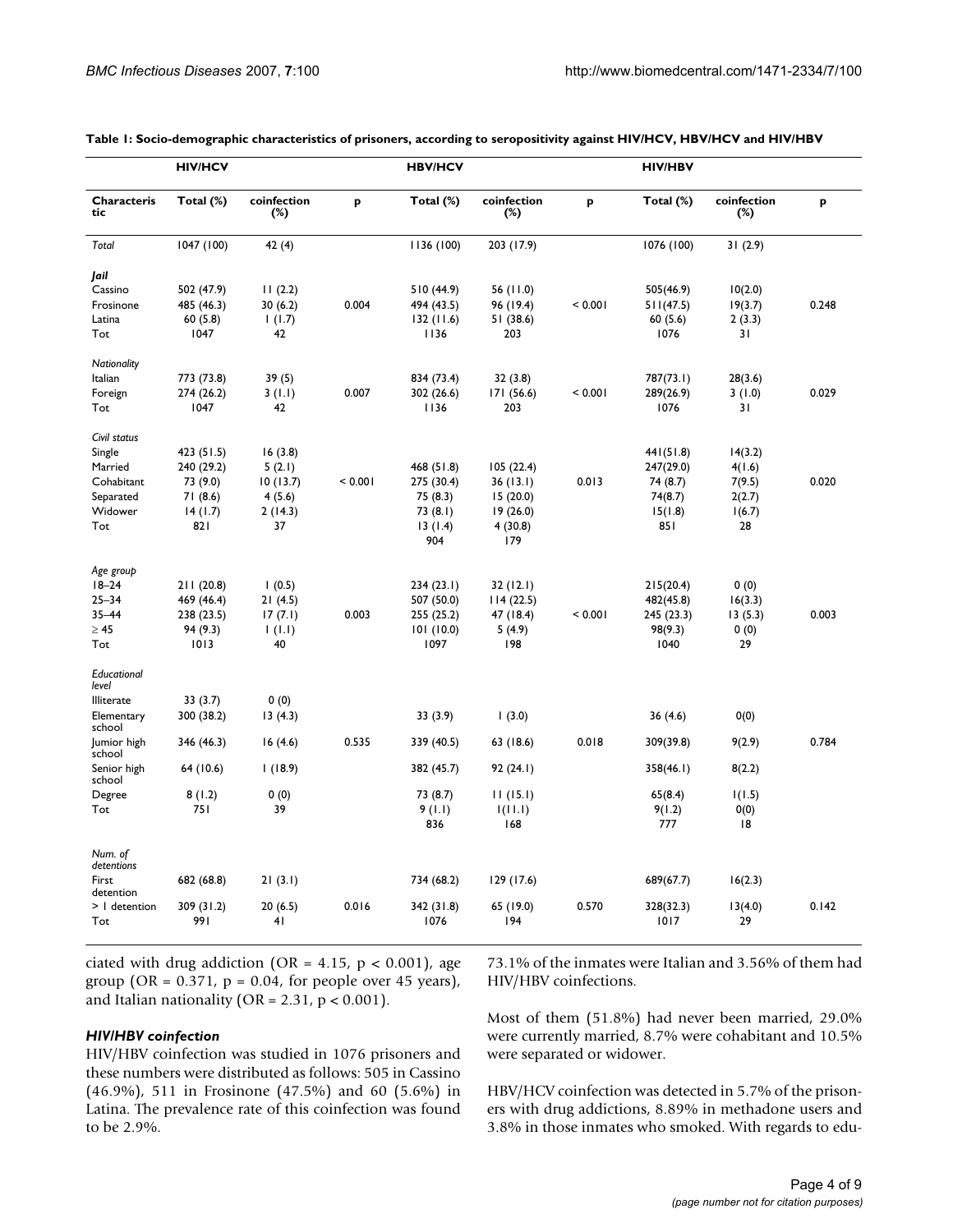**Table 1: Socio-demographic characteristics of prisoners, according to seropositivity against HIV/HCV, HBV/HCV and HIV/HBV**

| | HIV/HCV | | | HBV/HCV | | | HIV/HBV | | |
|---|---|---|---|---|---|---|---|---|---|
| **Characteristic** | **Total (%)** | **coinfection (%)** | **p** | **Total (%)** | **coinfection (%)** | **p** | **Total (%)** | **coinfection (%)** | **p** |
| *Total* | 1047 (100) | 42 (4) | | 1136 (100) | 203 (17.9) | | 1076 (100) | 31 (2.9) | |
| ***Jail*** | | | | | | | | | |
| Cassino | 502 (47.9) | 11 (2.2) | | 510 (44.9) | 56 (11.0) | | 505(46.9) | 10(2.0) | |
| Frosinone | 485 (46.3) | 30 (6.2) | 0.004 | 494 (43.5) | 96 (19.4) | < 0.001 | 511(47.5) | 19(3.7) | 0.248 |
| Latina | 60 (5.8) | 1 (1.7) | | 132 (11.6) | 51 (38.6) | | 60 (5.6) | 2 (3.3) | |
| Tot | 1047 | 42 | | 1136 | 203 | | 1076 | 31 | |
| *Nationality* | | | | | | | | | |
| Italian | 773 (73.8) | 39 (5) | | 834 (73.4) | 32 (3.8) | | 787(73.1) | 28(3.6) | |
| Foreign | 274 (26.2) | 3 (1.1) | 0.007 | 302 (26.6) | 171 (56.6) | < 0.001 | 289(26.9) | 3 (1.0) | 0.029 |
| Tot | 1047 | 42 | | 1136 | 203 | | 1076 | 31 | |
| *Civil status* | | | | | | | | | |
| Single | 423 (51.5) | 16 (3.8) | | | | | 441(51.8) | 14(3.2) | |
| Married | 240 (29.2) | 5 (2.1) | | 468 (51.8) | 105 (22.4) | | 247(29.0) | 4(1.6) | |
| Cohabitant | 73 (9.0) | 10 (13.7) | < 0.001 | 275 (30.4) | 36 (13.1) | 0.013 | 74 (8.7) | 7(9.5) | 0.020 |
| Separated | 71 (8.6) | 4 (5.6) | | 75 (8.3) | 15 (20.0) | | 74(8.7) | 2(2.7) | |
| Widower | 14 (1.7) | 2 (14.3) | | 73 (8.1) | 19 (26.0) | | 15(1.8) | 1(6.7) | |
| Tot | 821 | 37 | | 13 (1.4) | 4 (30.8) | | 851 | 28 | |
| | | | | 904 | 179 | | | | |
| *Age group* | | | | | | | | | |
| 18–24 | 211 (20.8) | 1 (0.5) | | 234 (23.1) | 32 (12.1) | | 215(20.4) | 0 (0) | |
| 25–34 | 469 (46.4) | 21 (4.5) | | 507 (50.0) | 114 (22.5) | | 482(45.8) | 16(3.3) | |
| 35–44 | 238 (23.5) | 17 (7.1) | 0.003 | 255 (25.2) | 47 (18.4) | < 0.001 | 245 (23.3) | 13 (5.3) | 0.003 |
| ≥ 45 | 94 (9.3) | 1 (1.1) | | 101 (10.0) | 5 (4.9) | | 98(9.3) | 0 (0) | |
| Tot | 1013 | 40 | | 1097 | 198 | | 1040 | 29 | |
| *Educational level* | | | | | | | | | |
| Illiterate | 33 (3.7) | 0 (0) | | | | | | | |
| Elementary school | 300 (38.2) | 13 (4.3) | | 33 (3.9) | 1 (3.0) | | 36 (4.6) | 0(0) | |
| Jumior high school | 346 (46.3) | 16 (4.6) | 0.535 | 339 (40.5) | 63 (18.6) | 0.018 | 309(39.8) | 9(2.9) | 0.784 |
| Senior high school | 64 (10.6) | 1 (18.9) | | 382 (45.7) | 92 (24.1) | | 358(46.1) | 8(2.2) | |
| Degree | 8 (1.2) | 0 (0) | | 73 (8.7) | 11 (15.1) | | 65(8.4) | 1(1.5) | |
| Tot | 751 | 39 | | 9 (1.1) | 1(11.1) | | 9 (1.2) | 0(0) | |
| | | | | 836 | 168 | | 777 | 18 | |
| *Num. of detentions* | | | | | | | | | |
| First detention | 682 (68.8) | 21 (3.1) | | 734 (68.2) | 129 (17.6) | | 689(67.7) | 16(2.3) | |
| > 1 detention | 309 (31.2) | 20 (6.5) | 0.016 | 342 (31.8) | 65 (19.0) | 0.570 | 328(32.3) | 13(4.0) | 0.142 |
| Tot | 991 | 41 | | 1076 | 194 | | 1017 | 29 | |

ciated with drug addiction (OR = 4.15, $p < 0.001$), age group (OR = 0.371, $p = 0.04$, for people over 45 years), and Italian nationality (OR = 2.31, $p < 0.001$).

### *HIV/HBV coinfection*

HIV/HBV coinfection was studied in 1076 prisoners and these numbers were distributed as follows: 505 in Cassino (46.9%), 511 in Frosinone (47.5%) and 60 (5.6%) in Latina. The prevalence rate of this coinfection was found to be 2.9%.

73.1% of the inmates were Italian and 3.56% of them had HIV/HBV coinfections.

Most of them (51.8%) had never been married, 29.0% were currently married, 8.7% were cohabitant and 10.5% were separated or widower.

HBV/HCV coinfection was detected in 5.7% of the prisoners with drug addictions, 8.89% in methadone users and 3.8% in those inmates who smoked. With regards to edu-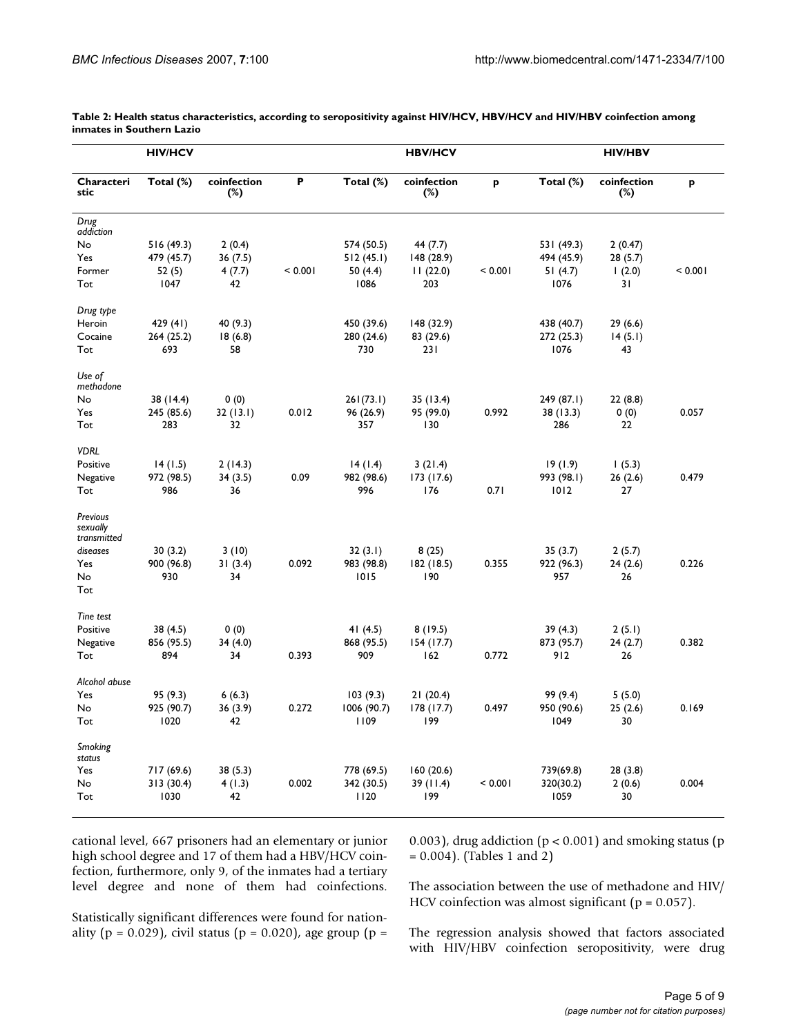**Table 2: Health status characteristics, according to seropositivity against HIV/HCV, HBV/HCV and HIV/HBV coinfection among inmates in Southern Lazio**

| | HIV/HCV | | | HBV/HCV | | | HIV/HBV | | |
|---|---|---|---|---|---|---|---|---|---|
| **Characteristic** | **Total (%)** | **coinfection (%)** | **P** | **Total (%)** | **coinfection (%)** | **p** | **Total (%)** | **coinfection (%)** | **p** |
| *Drug addiction* | | | | | | | | | |
| No | 516 (49.3) | 2 (0.4) | | 574 (50.5) | 44 (7.7) | | 531 (49.3) | 2 (0.47) | |
| Yes | 479 (45.7) | 36 (7.5) | | 512 (45.1) | 148 (28.9) | | 494 (45.9) | 28 (5.7) | |
| Former | 52 (5) | 4 (7.7) | < 0.001 | 50 (4.4) | 11 (22.0) | < 0.001 | 51 (4.7) | 1 (2.0) | < 0.001 |
| Tot | 1047 | 42 | | 1086 | 203 | | 1076 | 31 | |
| *Drug type* | | | | | | | | | |
| Heroin | 429 (41) | 40 (9.3) | | 450 (39.6) | 148 (32.9) | | 438 (40.7) | 29 (6.6) | |
| Cocaine | 264 (25.2) | 18 (6.8) | | 280 (24.6) | 83 (29.6) | | 272 (25.3) | 14 (5.1) | |
| Tot | 693 | 58 | | 730 | 231 | | 1076 | 43 | |
| *Use of methadone* | | | | | | | | | |
| No | 38 (14.4) | 0 (0) | | 261(73.1) | 35 (13.4) | | 249 (87.1) | 22 (8.8) | |
| Yes | 245 (85.6) | 32 (13.1) | 0.012 | 96 (26.9) | 95 (99.0) | 0.992 | 38 (13.3) | 0 (0) | 0.057 |
| Tot | 283 | 32 | | 357 | 130 | | 286 | 22 | |
| *VDRL* | | | | | | | | | |
| Positive | 14 (1.5) | 2 (14.3) | | 14 (1.4) | 3 (21.4) | | 19 (1.9) | 1 (5.3) | |
| Negative | 972 (98.5) | 34 (3.5) | 0.09 | 982 (98.6) | 173 (17.6) | | 993 (98.1) | 26 (2.6) | 0.479 |
| Tot | 986 | 36 | | 996 | 176 | 0.71 | 1012 | 27 | |
| *Previous sexually transmitted diseases* | 30 (3.2) | 3 (10) | | 32 (3.1) | 8 (25) | | 35 (3.7) | 2 (5.7) | |
| Yes | 900 (96.8) | 31 (3.4) | 0.092 | 983 (98.8) | 182 (18.5) | 0.355 | 922 (96.3) | 24 (2.6) | 0.226 |
| No | 930 | 34 | | 1015 | 190 | | 957 | 26 | |
| Tot | | | | | | | | | |
| *Tine test* | | | | | | | | | |
| Positive | 38 (4.5) | 0 (0) | | 41 (4.5) | 8 (19.5) | | 39 (4.3) | 2 (5.1) | |
| Negative | 856 (95.5) | 34 (4.0) | | 868 (95.5) | 154 (17.7) | | 873 (95.7) | 24 (2.7) | 0.382 |
| Tot | 894 | 34 | 0.393 | 909 | 162 | 0.772 | 912 | 26 | |
| *Alcohol abuse* | | | | | | | | | |
| Yes | 95 (9.3) | 6 (6.3) | | 103 (9.3) | 21 (20.4) | | 99 (9.4) | 5 (5.0) | |
| No | 925 (90.7) | 36 (3.9) | 0.272 | 1006 (90.7) | 178 (17.7) | 0.497 | 950 (90.6) | 25 (2.6) | 0.169 |
| Tot | 1020 | 42 | | 1109 | 199 | | 1049 | 30 | |
| *Smoking status* | | | | | | | | | |
| Yes | 717 (69.6) | 38 (5.3) | | 778 (69.5) | 160 (20.6) | | 739(69.8) | 28 (3.8) | |
| No | 313 (30.4) | 4 (1.3) | 0.002 | 342 (30.5) | 39 (11.4) | < 0.001 | 320(30.2) | 2 (0.6) | 0.004 |
| Tot | 1030 | 42 | | 1120 | 199 | | 1059 | 30 | |

cational level, 667 prisoners had an elementary or junior high school degree and 17 of them had a HBV/HCV coinfection, furthermore, only 9, of the inmates had a tertiary level degree and none of them had coinfections.

Statistically significant differences were found for nationality ($p = 0.029$), civil status ($p = 0.020$), age group ($p = 0.003$), drug addiction ($p < 0.001$) and smoking status ($p = 0.004$). (Tables 1 and 2)

The association between the use of methadone and HIV/HCV coinfection was almost significant ($p = 0.057$).

The regression analysis showed that factors associated with HIV/HBV coinfection seropositivity, were drug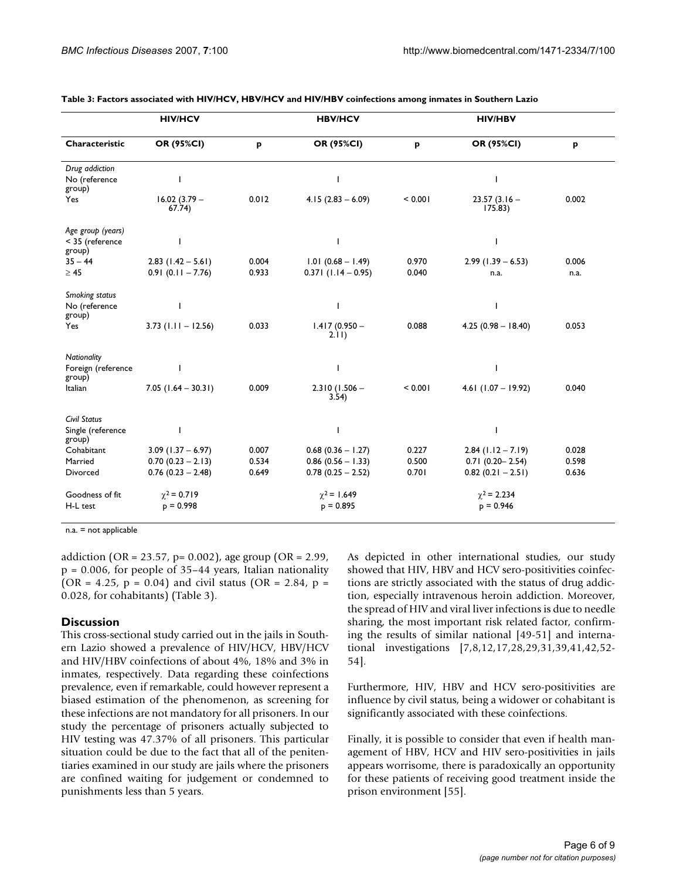**Table 3: Factors associated with HIV/HCV, HBV/HCV and HIV/HBV coinfections among inmates in Southern Lazio**

| | HIV/HCV | | HBV/HCV | | HIV/HBV | |
|---|---|---|---|---|---|---|
| **Characteristic** | **OR (95%CI)** | **p** | **OR (95%CI)** | **p** | **OR (95%CI)** | **p** |
| *Drug addiction* | | | | | | |
| No (reference group) | 1 | | 1 | | 1 | |
| Yes | 16.02 (3.79 – 67.74) | 0.012 | 4.15 (2.83 – 6.09) | < 0.001 | 23.57 (3.16 – 175.83) | 0.002 |
| *Age group (years)* | | | | | | |
| < 35 (reference group) | 1 | | 1 | | 1 | |
| 35 – 44 | 2.83 (1.42 – 5.61) | 0.004 | 1.01 (0.68 – 1.49) | 0.970 | 2.99 (1.39 – 6.53) | 0.006 |
| ≥ 45 | 0.91 (0.11 – 7.76) | 0.933 | 0.371 (1.14 – 0.95) | 0.040 | n.a. | n.a. |
| *Smoking status* | | | | | | |
| No (reference group) | 1 | | 1 | | 1 | |
| Yes | 3.73 (1.11 – 12.56) | 0.033 | 1.417 (0.950 – 2.11) | 0.088 | 4.25 (0.98 – 18.40) | 0.053 |
| *Nationality* | | | | | | |
| Foreign (reference group) | 1 | | 1 | | 1 | |
| Italian | 7.05 (1.64 – 30.31) | 0.009 | 2.310 (1.506 – 3.54) | < 0.001 | 4.61 (1.07 – 19.92) | 0.040 |
| *Civil Status* | | | | | | |
| Single (reference group) | 1 | | 1 | | 1 | |
| Cohabitant | 3.09 (1.37 – 6.97) | 0.007 | 0.68 (0.36 – 1.27) | 0.227 | 2.84 (1.12 – 7.19) | 0.028 |
| Married | 0.70 (0.23 – 2.13) | 0.534 | 0.86 (0.56 – 1.33) | 0.500 | 0.71 (0.20– 2.54) | 0.598 |
| Divorced | 0.76 (0.23 – 2.48) | 0.649 | 0.78 (0.25 – 2.52) | 0.701 | 0.82 (0.21 – 2.51) | 0.636 |
| Goodness of fit H-L test | $\chi^2 = 0.719$ p = 0.998 | | $\chi^2 = 1.649$ p = 0.895 | | $\chi^2 = 2.234$ p = 0.946 | |

n.a. = not applicable

addiction (OR = 23.57, p= 0.002), age group (OR = 2.99, p = 0.006, for people of 35–44 years, Italian nationality (OR = 4.25, p = 0.04) and civil status (OR = 2.84, p = 0.028, for cohabitants) (Table 3).

## Discussion

This cross-sectional study carried out in the jails in Southern Lazio showed a prevalence of HIV/HCV, HBV/HCV and HIV/HBV coinfections of about 4%, 18% and 3% in inmates, respectively. Data regarding these coinfections prevalence, even if remarkable, could however represent a biased estimation of the phenomenon, as screening for these infections are not mandatory for all prisoners. In our study the percentage of prisoners actually subjected to HIV testing was 47.37% of all prisoners. This particular situation could be due to the fact that all of the penitentiaries examined in our study are jails where the prisoners are confined waiting for judgement or condemned to punishments less than 5 years.

As depicted in other international studies, our study showed that HIV, HBV and HCV sero-positivities coinfections are strictly associated with the status of drug addiction, especially intravenous heroin addiction. Moreover, the spread of HIV and viral liver infections is due to needle sharing, the most important risk related factor, confirming the results of similar national [49-51] and international investigations [7,8,12,17,28,29,31,39,41,42,52-54].

Furthermore, HIV, HBV and HCV sero-positivities are influence by civil status, being a widower or cohabitant is significantly associated with these coinfections.

Finally, it is possible to consider that even if health management of HBV, HCV and HIV sero-positivities in jails appears worrisome, there is paradoxically an opportunity for these patients of receiving good treatment inside the prison environment [55].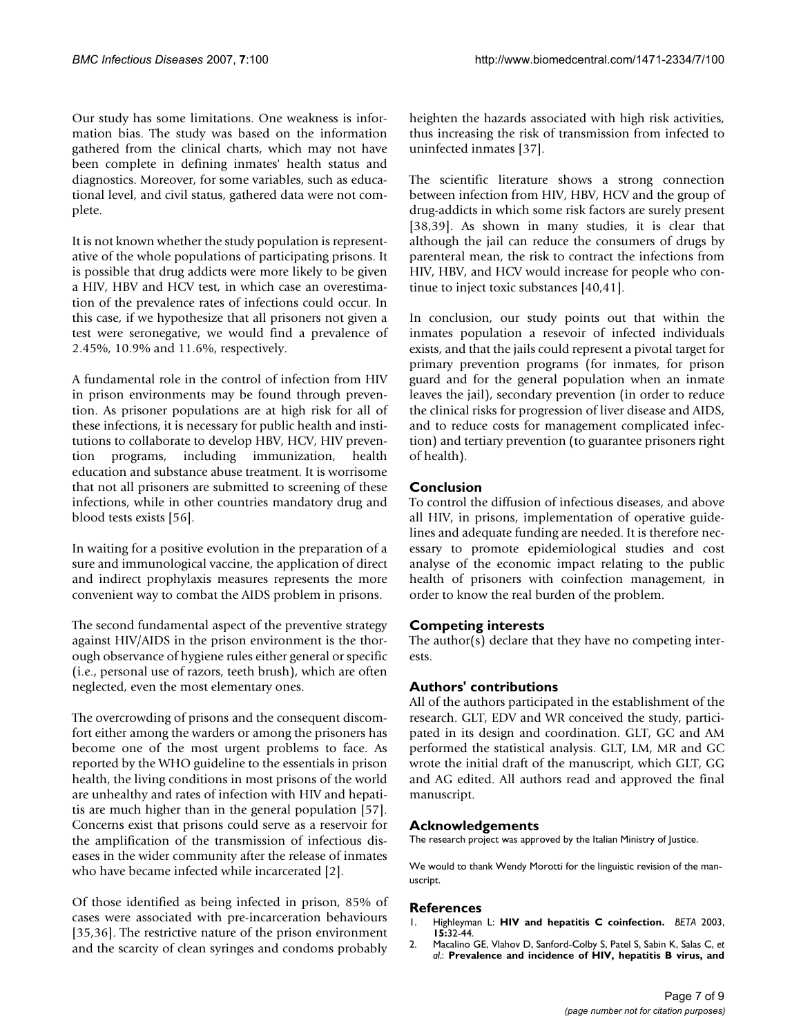Our study has some limitations. One weakness is information bias. The study was based on the information gathered from the clinical charts, which may not have been complete in defining inmates' health status and diagnostics. Moreover, for some variables, such as educational level, and civil status, gathered data were not complete.

It is not known whether the study population is representative of the whole populations of participating prisons. It is possible that drug addicts were more likely to be given a HIV, HBV and HCV test, in which case an overestimation of the prevalence rates of infections could occur. In this case, if we hypothesize that all prisoners not given a test were seronegative, we would find a prevalence of 2.45%, 10.9% and 11.6%, respectively.

A fundamental role in the control of infection from HIV in prison environments may be found through prevention. As prisoner populations are at high risk for all of these infections, it is necessary for public health and institutions to collaborate to develop HBV, HCV, HIV prevention programs, including immunization, health education and substance abuse treatment. It is worrisome that not all prisoners are submitted to screening of these infections, while in other countries mandatory drug and blood tests exists [56].

In waiting for a positive evolution in the preparation of a sure and immunological vaccine, the application of direct and indirect prophylaxis measures represents the more convenient way to combat the AIDS problem in prisons.

The second fundamental aspect of the preventive strategy against HIV/AIDS in the prison environment is the thorough observance of hygiene rules either general or specific (i.e., personal use of razors, teeth brush), which are often neglected, even the most elementary ones.

The overcrowding of prisons and the consequent discomfort either among the warders or among the prisoners has become one of the most urgent problems to face. As reported by the WHO guideline to the essentials in prison health, the living conditions in most prisons of the world are unhealthy and rates of infection with HIV and hepatitis are much higher than in the general population [57]. Concerns exist that prisons could serve as a reservoir for the amplification of the transmission of infectious diseases in the wider community after the release of inmates who have became infected while incarcerated [2].

Of those identified as being infected in prison, 85% of cases were associated with pre-incarceration behaviours [35,36]. The restrictive nature of the prison environment and the scarcity of clean syringes and condoms probably heighten the hazards associated with high risk activities, thus increasing the risk of transmission from infected to uninfected inmates [37].

The scientific literature shows a strong connection between infection from HIV, HBV, HCV and the group of drug-addicts in which some risk factors are surely present [38,39]. As shown in many studies, it is clear that although the jail can reduce the consumers of drugs by parenteral mean, the risk to contract the infections from HIV, HBV, and HCV would increase for people who continue to inject toxic substances [40,41].

In conclusion, our study points out that within the inmates population a resevoir of infected individuals exists, and that the jails could represent a pivotal target for primary prevention programs (for inmates, for prison guard and for the general population when an inmate leaves the jail), secondary prevention (in order to reduce the clinical risks for progression of liver disease and AIDS, and to reduce costs for management complicated infection) and tertiary prevention (to guarantee prisoners right of health).

## Conclusion

To control the diffusion of infectious diseases, and above all HIV, in prisons, implementation of operative guidelines and adequate funding are needed. It is therefore necessary to promote epidemiological studies and cost analyse of the economic impact relating to the public health of prisoners with coinfection management, in order to know the real burden of the problem.

## Competing interests

The author(s) declare that they have no competing interests.

## Authors' contributions

All of the authors participated in the establishment of the research. GLT, EDV and WR conceived the study, participated in its design and coordination. GLT, GC and AM performed the statistical analysis. GLT, LM, MR and GC wrote the initial draft of the manuscript, which GLT, GG and AG edited. All authors read and approved the final manuscript.

## Acknowledgements

The research project was approved by the Italian Ministry of Justice.

We would to thank Wendy Morotti for the linguistic revision of the manuscript.

## References

1. Highleyman L: **HIV and hepatitis C coinfection.** *BETA* 2003, **15:**32-44.
2. Macalino GE, Vlahov D, Sanford-Colby S, Patel S, Sabin K, Salas C, *et al.*: **Prevalence and incidence of HIV, hepatitis B virus, and**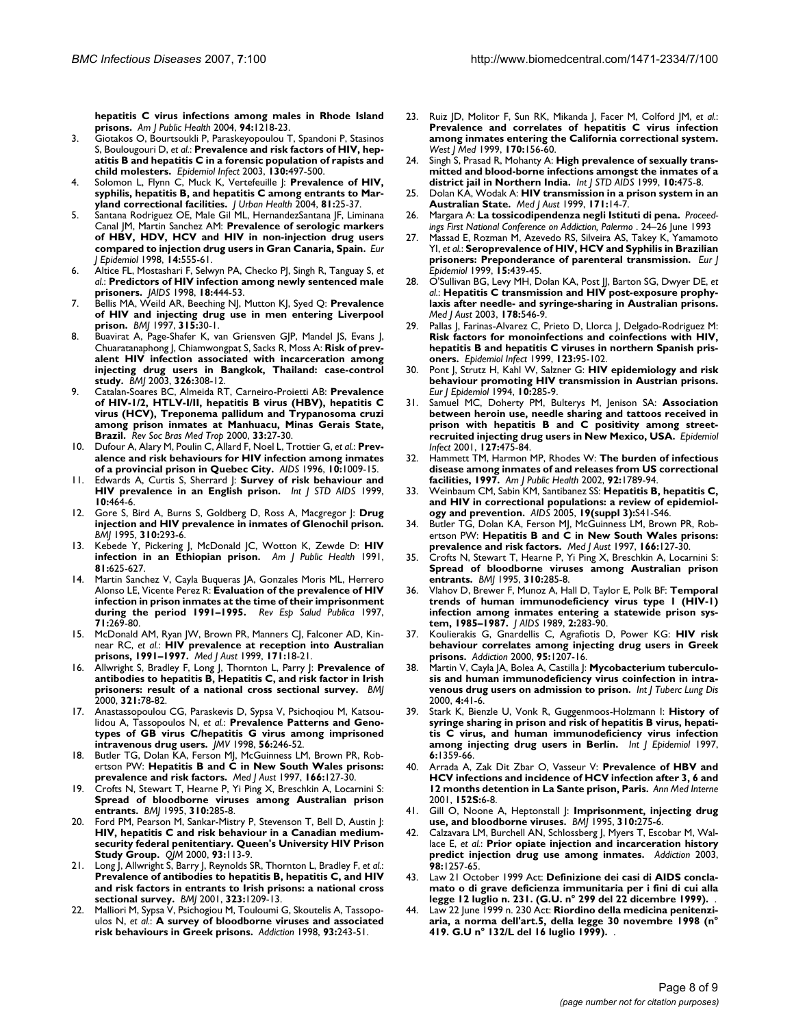**hepatitis C virus infections among males in Rhode Island prisons.** *Am J Public Health* 2004, **94:**1218-23.

3. Giotakos O, Bourtsoukli P, Paraskeyopoulou T, Spandoni P, Stasinos S, Boulougouri D, *et al.*: **Prevalence and risk factors of HIV, hepatitis B and hepatitis C in a forensic population of rapists and child molesters.** *Epidemiol Infect* 2003, **130:**497-500.
4. Solomon L, Flynn C, Muck K, Vertefeuille J: **Prevalence of HIV, syphilis, hepatitis B, and hepatitis C among entrants to Maryland correctional facilities.** *J Urban Health* 2004, **81:**25-37.
5. Santana Rodriguez OE, Male Gil ML, HernandezSantana JF, Liminana Canal JM, Martin Sanchez AM: **Prevalence of serologic markers of HBV, HDV, HCV and HIV in non-injection drug users compared to injection drug users in Gran Canaria, Spain.** *Eur J Epidemiol* 1998, **14:**555-61.
6. Altice FL, Mostashari F, Selwyn PA, Checko PJ, Singh R, Tanguay S, *et al.*: **Predictors of HIV infection among newly sentenced male prisoners.** *JAIDS* 1998, **18:**444-53.
7. Bellis MA, Weild AR, Beeching NJ, Mutton KJ, Syed Q: **Prevalence of HIV and injecting drug use in men entering Liverpool prison.** *BMJ* 1997, **315:**30-1.
8. Buavirat A, Page-Shafer K, van Griensven GJP, Mandel JS, Evans J, Chuaratanaphong J, Chiamwongpat S, Sacks R, Moss A: **Risk of prevalent HIV infection associated with incarceration among injecting drug users in Bangkok, Thailand: case-control study.** *BMJ* 2003, **326:**308-12.
9. Catalan-Soares BC, Almeida RT, Carneiro-Proietti AB: **Prevalence of HIV-1/2, HTLV-I/II, hepatitis B virus (HBV), hepatitis C virus (HCV), Treponema pallidum and Trypanosoma cruzi among prison inmates at Manhuacu, Minas Gerais State, Brazil.** *Rev Soc Bras Med Trop* 2000, **33:**27-30.
10. Dufour A, Alary M, Poulin C, Allard F, Noel L, Trottier G, *et al.*: **Prevalence and risk behaviours for HIV infection among inmates of a provincial prison in Quebec City.** *AIDS* 1996, **10:**1009-15.
11. Edwards A, Curtis S, Sherrard J: **Survey of risk behaviour and HIV prevalence in an English prison.** *Int J STD AIDS* 1999, **10:**464-6.
12. Gore S, Bird A, Burns S, Goldberg D, Ross A, Macgregor J: **Drug injection and HIV prevalence in inmates of Glenochil prison.** *BMJ* 1995, **310:**293-6.
13. Kebede Y, Pickering J, McDonald JC, Wotton K, Zewde D: **HIV infection in an Ethiopian prison.** *Am J Public Health* 1991, **81:**625-627.
14. Martin Sanchez V, Cayla Buqueras JA, Gonzales Moris ML, Herrero Alonso LE, Vicente Perez R: **Evaluation of the prevalence of HIV infection in prison inmates at the time of their imprisonment during the period 1991–1995.** *Rev Esp Salud Publica* 1997, **71:**269-80.
15. McDonald AM, Ryan JW, Brown PR, Manners CJ, Falconer AD, Kinnear RC, *et al.*: **HIV prevalence at reception into Australian prisons, 1991–1997.** *Med J Aust* 1999, **171:**18-21.
16. Allwright S, Bradley F, Long J, Thornton L, Parry J: **Prevalence of antibodies to hepatitis B, Hepatitis C, and risk factor in Irish prisoners: result of a national cross sectional survey.** *BMJ* 2000, **321:**78-82.
17. Anastassopoulou CG, Paraskevis D, Sypsa V, Psichoqiou M, Katsoulidou A, Tassopoulos N, *et al.*: **Prevalence Patterns and Genotypes of GB virus C/hepatitis G virus among imprisoned intravenous drug users.** *JMV* 1998, **56:**246-52.
18. Butler TG, Dolan KA, Ferson MJ, McGuinness LM, Brown PR, Robertson PW: **Hepatitis B and C in New South Wales prisons: prevalence and risk factors.** *Med J Aust* 1997, **166:**127-30.
19. Crofts N, Stewart T, Hearne P, Yi Ping X, Breschkin A, Locarnini S: **Spread of bloodborne viruses among Australian prison entrants.** *BMJ* 1995, **310:**285-8.
20. Ford PM, Pearson M, Sankar-Mistry P, Stevenson T, Bell D, Austin J: **HIV, hepatitis C and risk behaviour in a Canadian medium-security federal penitentiary. Queen's University HIV Prison Study Group.** *QJM* 2000, **93:**113-9.
21. Long J, Allwright S, Barry J, Reynolds SR, Thornton L, Bradley F, *et al.*: **Prevalence of antibodies to hepatitis B, hepatitis C, and HIV and risk factors in entrants to Irish prisons: a national cross sectional survey.** *BMJ* 2001, **323:**1209-13.
22. Malliori M, Sypsa V, Psichogiou M, Touloumi G, Skoutelis A, Tassopoulos N, *et al.*: **A survey of bloodborne viruses and associated risk behaviours in Greek prisons.** *Addiction* 1998, **93:**243-51.
23. Ruiz JD, Molitor F, Sun RK, Mikanda J, Facer M, Colford JM, *et al.*: **Prevalence and correlates of hepatitis C virus infection among inmates entering the California correctional system.** *West J Med* 1999, **170:**156-60.
24. Singh S, Prasad R, Mohanty A: **High prevalence of sexually transmitted and blood-borne infections amongst the inmates of a district jail in Northern India.** *Int J STD AIDS* 1999, **10:**475-8.
25. Dolan KA, Wodak A: **HIV transmission in a prison system in an Australian State.** *Med J Aust* 1999, **171:**14-7.
26. Margara A: **La tossicodipendenza negli Istituti di pena.** *Proceedings First National Conference on Addiction, Palermo* . 24–26 June 1993
27. Massad E, Rozman M, Azevedo RS, Silveira AS, Takey K, Yamamoto YI, *et al.*: **Seroprevalence of HIV, HCV and Syphilis in Brazilian prisoners: Preponderance of parenteral transmission.** *Eur J Epidemiol* 1999, **15:**439-45.
28. O'Sullivan BG, Levy MH, Dolan KA, Post JJ, Barton SG, Dwyer DE, *et al.*: **Hepatitis C transmission and HIV post-exposure prophylaxis after needle- and syringe-sharing in Australian prisons.** *Med J Aust* 2003, **178:**546-9.
29. Pallas J, Farinas-Alvarez C, Prieto D, Llorca J, Delgado-Rodriguez M: **Risk factors for monoinfections and coinfections with HIV, hepatitis B and hepatitis C viruses in northern Spanish prisoners.** *Epidemiol Infect* 1999, **123:**95-102.
30. Pont J, Strutz H, Kahl W, Salzner G: **HIV epidemiology and risk behaviour promoting HIV transmission in Austrian prisons.** *Eur J Epidemiol* 1994, **10:**285-9.
31. Samuel MC, Doherty PM, Bulterys M, Jenison SA: **Association between heroin use, needle sharing and tattoos received in prison with hepatitis B and C positivity among street-recruited injecting drug users in New Mexico, USA.** *Epidemiol Infect* 2001, **127:**475-84.
32. Hammett TM, Harmon MP, Rhodes W: **The burden of infectious disease among inmates of and releases from US correctional facilities, 1997.** *Am J Public Health* 2002, **92:**1789-94.
33. Weinbaum CM, Sabin KM, Santibanez SS: **Hepatitis B, hepatitis C, and HIV in correctional populations: a review of epidemiology and prevention.** *AIDS* 2005, **19(suppl 3):**S41-S46.
34. Butler TG, Dolan KA, Ferson MJ, McGuinness LM, Brown PR, Robertson PW: **Hepatitis B and C in New South Wales prisons: prevalence and risk factors.** *Med J Aust* 1997, **166:**127-30.
35. Crofts N, Stewart T, Hearne P, Yi Ping X, Breschkin A, Locarnini S: **Spread of bloodborne viruses among Australian prison entrants.** *BMJ* 1995, **310:**285-8.
36. Vlahov D, Brewer F, Munoz A, Hall D, Taylor E, Polk BF: **Temporal trends of human immunodeficiency virus type 1 (HIV-1) infection among inmates entering a statewide prison system, 1985–1987.** *J AIDS* 1989, **2:**283-90.
37. Koulierakis G, Gnardellis C, Agrafiotis D, Power KG: **HIV risk behaviour correlates among injecting drug users in Greek prisons.** *Addiction* 2000, **95:**1207-16.
38. Martin V, Cayla JA, Bolea A, Castilla J: **Mycobacterium tuberculosis and human immunodeficiency virus coinfection in intravenous drug users on admission to prison.** *Int J Tuberc Lung Dis* 2000, **4:**41-6.
39. Stark K, Bienzle U, Vonk R, Guggenmoos-Holzmann I: **History of syringe sharing in prison and risk of hepatitis B virus, hepatitis C virus, and human immunodeficiency virus infection among injecting drug users in Berlin.** *Int J Epidemiol* 1997, **6:**1359-66.
40. Arrada A, Zak Dit Zbar O, Vasseur V: **Prevalence of HBV and HCV infections and incidence of HCV infection after 3, 6 and 12 months detention in La Sante prison, Paris.** *Ann Med Interne* 2001, **152S:**6-8.
41. Gill O, Noone A, Heptonstall J: **Imprisonment, injecting drug use, and bloodborne viruses.** *BMJ* 1995, **310:**275-6.
42. Calzavara LM, Burchell AN, Schlossberg J, Myers T, Escobar M, Wallace E, *et al.*: **Prior opiate injection and incarceration history predict injection drug use among inmates.** *Addiction* 2003, **98:**1257-65.
43. Law 21 October 1999 Act: **Definizione dei casi di AIDS conclamato o di grave deficienza immunitaria per i fini di cui alla legge 12 luglio n. 231. (G.U. n° 299 del 22 dicembre 1999).** .
44. Law 22 June 1999 n. 230 Act: **Riordino della medicina penitenziaria, a norma dell'art.5, della legge 30 novembre 1998 (n° 419. G.U n° 132/L del 16 luglio 1999).** .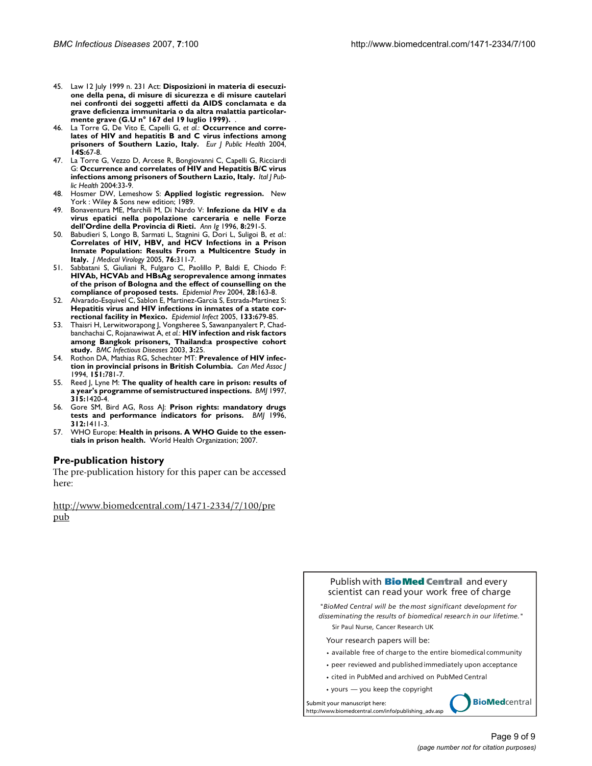45. Law 12 July 1999 n. 231 Act: **Disposizioni in materia di esecuzione della pena, di misure di sicurezza e di misure cautelari nei confronti dei soggetti affetti da AIDS conclamata e da grave deficienza immunitaria o da altra malattia particolarmente grave (G.U n° 167 del 19 luglio 1999).** .
46. La Torre G, De Vito E, Capelli G, *et al.*: **Occurrence and correlates of HIV and hepatitis B and C virus infections among prisoners of Southern Lazio, Italy.** *Eur J Public Health* 2004, **14S:**67-8.
47. La Torre G, Vezzo D, Arcese R, Bongiovanni C, Capelli G, Ricciardi G: **Occurrence and correlates of HIV and Hepatitis B/C virus infections among prisoners of Southern Lazio, Italy.** *Ital J Public Health* 2004:33-9.
48. Hosmer DW, Lemeshow S: **Applied logistic regression.** New York : Wiley & Sons new edition; 1989.
49. Bonaventura ME, Marchili M, Di Nardo V: **Infezione da HIV e da virus epatici nella popolazione carceraria e nelle Forze dell'Ordine della Provincia di Rieti.** *Ann Ig* 1996, **8:**291-5.
50. Babudieri S, Longo B, Sarmati L, Stagnini G, Dori L, Suligoi B, *et al.*: **Correlates of HIV, HBV, and HCV Infections in a Prison Inmate Population: Results From a Multicentre Study in Italy.** *J Medical Virology* 2005, **76:**311-7.
51. Sabbatani S, Giuliani R, Fulgaro C, Paolillo P, Baldi E, Chiodo F: **HIVAb, HCVAb and HBsAg seroprevalence among inmates of the prison of Bologna and the effect of counselling on the compliance of proposed tests.** *Epidemiol Prev* 2004, **28:**163-8.
52. Alvarado-Esquivel C, Sablon E, Martinez-Garcia S, Estrada-Martinez S: **Hepatitis virus and HIV infections in inmates of a state correctional facility in Mexico.** *Epidemiol Infect* 2005, **133:**679-85.
53. Thaisri H, Lerwitworapong J, Vongsheree S, Sawanpanyalert P, Chadbanchachai C, Rojanawiwat A, *et al.*: **HIV infection and risk factors among Bangkok prisoners, Thailand:a prospective cohort study.** *BMC Infectious Diseases* 2003, **3:**25.
54. Rothon DA, Mathias RG, Schechter MT: **Prevalence of HIV infection in provincial prisons in British Columbia.** *Can Med Assoc J* 1994, **151:**781-7.
55. Reed J, Lyne M: **The quality of health care in prison: results of a year's programme of semistructured inspections.** *BMJ* 1997, **315:**1420-4.
56. Gore SM, Bird AG, Ross AJ: **Prison rights: mandatory drugs tests and performance indicators for prisons.** *BMJ* 1996, **312:**1411-3.
57. WHO Europe: **Health in prisons. A WHO Guide to the essentials in prison health.** World Health Organization; 2007.

## Pre-publication history

The pre-publication history for this paper can be accessed here:

http://www.biomedcentral.com/1471-2334/7/100/prepub

Publish with **BioMed Central** and every scientist can read your work free of charge

*"BioMed Central will be the most significant development for disseminating the results of biomedical research in our lifetime."*
Sir Paul Nurse, Cancer Research UK

Your research papers will be:

- available free of charge to the entire biomedical community
- peer reviewed and published immediately upon acceptance
- cited in PubMed and archived on PubMed Central
- yours — you keep the copyright

Submit your manuscript here:
http://www.biomedcentral.com/info/publishing_adv.asp

BioMedcentral